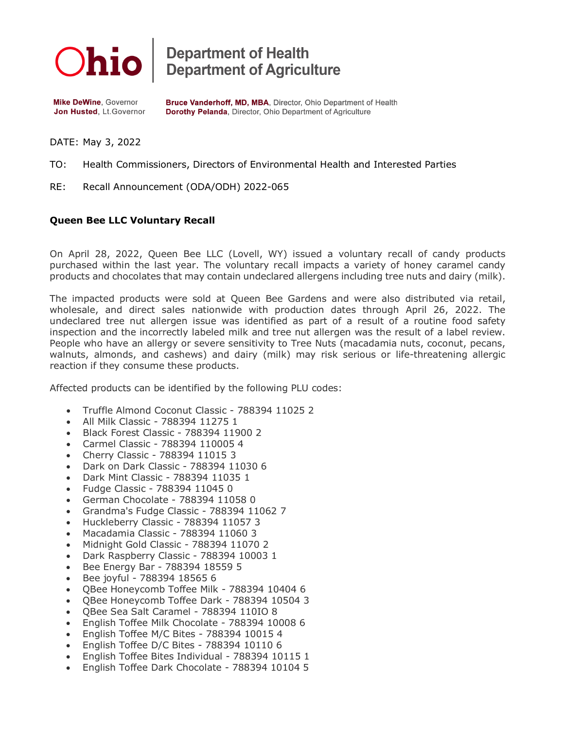Ohio | Department of Health
Department of Agriculture

**Mike DeWine**, Governor
**Jon Husted**, Lt.Governor

**Bruce Vanderhoff, MD, MBA**, Director, Ohio Department of Health
**Dorothy Pelanda**, Director, Ohio Department of Agriculture

DATE: May 3, 2022

TO: Health Commissioners, Directors of Environmental Health and Interested Parties

RE: Recall Announcement (ODA/ODH) 2022-065

**Queen Bee LLC Voluntary Recall**

On April 28, 2022, Queen Bee LLC (Lovell, WY) issued a voluntary recall of candy products purchased within the last year. The voluntary recall impacts a variety of honey caramel candy products and chocolates that may contain undeclared allergens including tree nuts and dairy (milk).

The impacted products were sold at Queen Bee Gardens and were also distributed via retail, wholesale, and direct sales nationwide with production dates through April 26, 2022. The undeclared tree nut allergen issue was identified as part of a result of a routine food safety inspection and the incorrectly labeled milk and tree nut allergen was the result of a label review. People who have an allergy or severe sensitivity to Tree Nuts (macadamia nuts, coconut, pecans, walnuts, almonds, and cashews) and dairy (milk) may risk serious or life-threatening allergic reaction if they consume these products.

Affected products can be identified by the following PLU codes:

- Truffle Almond Coconut Classic - 788394 11025 2
- All Milk Classic - 788394 11275 1
- Black Forest Classic - 788394 11900 2
- Carmel Classic - 788394 110005 4
- Cherry Classic - 788394 11015 3
- Dark on Dark Classic - 788394 11030 6
- Dark Mint Classic - 788394 11035 1
- Fudge Classic - 788394 11045 0
- German Chocolate - 788394 11058 0
- Grandma's Fudge Classic - 788394 11062 7
- Huckleberry Classic - 788394 11057 3
- Macadamia Classic - 788394 11060 3
- Midnight Gold Classic - 788394 11070 2
- Dark Raspberry Classic - 788394 10003 1
- Bee Energy Bar - 788394 18559 5
- Bee joyful - 788394 18565 6
- QBee Honeycomb Toffee Milk - 788394 10404 6
- QBee Honeycomb Toffee Dark - 788394 10504 3
- QBee Sea Salt Caramel - 788394 110IO 8
- English Toffee Milk Chocolate - 788394 10008 6
- English Toffee M/C Bites - 788394 10015 4
- English Toffee D/C Bites - 788394 10110 6
- English Toffee Bites Individual - 788394 10115 1
- English Toffee Dark Chocolate - 788394 10104 5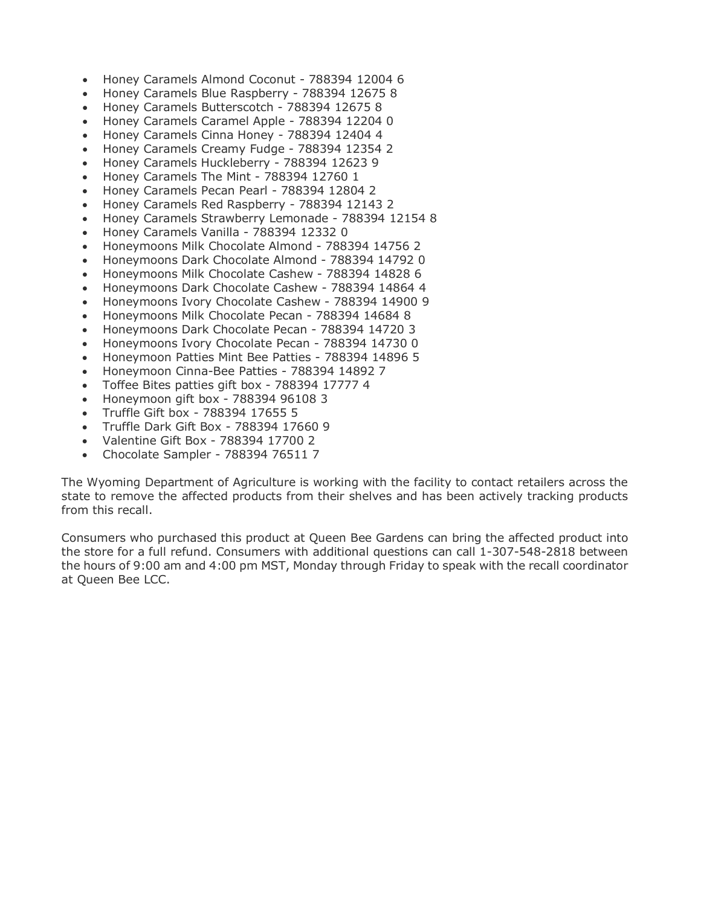- Honey Caramels Almond Coconut - 788394 12004 6
- Honey Caramels Blue Raspberry - 788394 12675 8
- Honey Caramels Butterscotch - 788394 12675 8
- Honey Caramels Caramel Apple - 788394 12204 0
- Honey Caramels Cinna Honey - 788394 12404 4
- Honey Caramels Creamy Fudge - 788394 12354 2
- Honey Caramels Huckleberry - 788394 12623 9
- Honey Caramels The Mint - 788394 12760 1
- Honey Caramels Pecan Pearl - 788394 12804 2
- Honey Caramels Red Raspberry - 788394 12143 2
- Honey Caramels Strawberry Lemonade - 788394 12154 8
- Honey Caramels Vanilla - 788394 12332 0
- Honeymoons Milk Chocolate Almond - 788394 14756 2
- Honeymoons Dark Chocolate Almond - 788394 14792 0
- Honeymoons Milk Chocolate Cashew - 788394 14828 6
- Honeymoons Dark Chocolate Cashew - 788394 14864 4
- Honeymoons Ivory Chocolate Cashew - 788394 14900 9
- Honeymoons Milk Chocolate Pecan - 788394 14684 8
- Honeymoons Dark Chocolate Pecan - 788394 14720 3
- Honeymoons Ivory Chocolate Pecan - 788394 14730 0
- Honeymoon Patties Mint Bee Patties - 788394 14896 5
- Honeymoon Cinna-Bee Patties - 788394 14892 7
- Toffee Bites patties gift box - 788394 17777 4
- Honeymoon gift box - 788394 96108 3
- Truffle Gift box - 788394 17655 5
- Truffle Dark Gift Box - 788394 17660 9
- Valentine Gift Box - 788394 17700 2
- Chocolate Sampler - 788394 76511 7

The Wyoming Department of Agriculture is working with the facility to contact retailers across the state to remove the affected products from their shelves and has been actively tracking products from this recall.

Consumers who purchased this product at Queen Bee Gardens can bring the affected product into the store for a full refund. Consumers with additional questions can call 1-307-548-2818 between the hours of 9:00 am and 4:00 pm MST, Monday through Friday to speak with the recall coordinator at Queen Bee LCC.